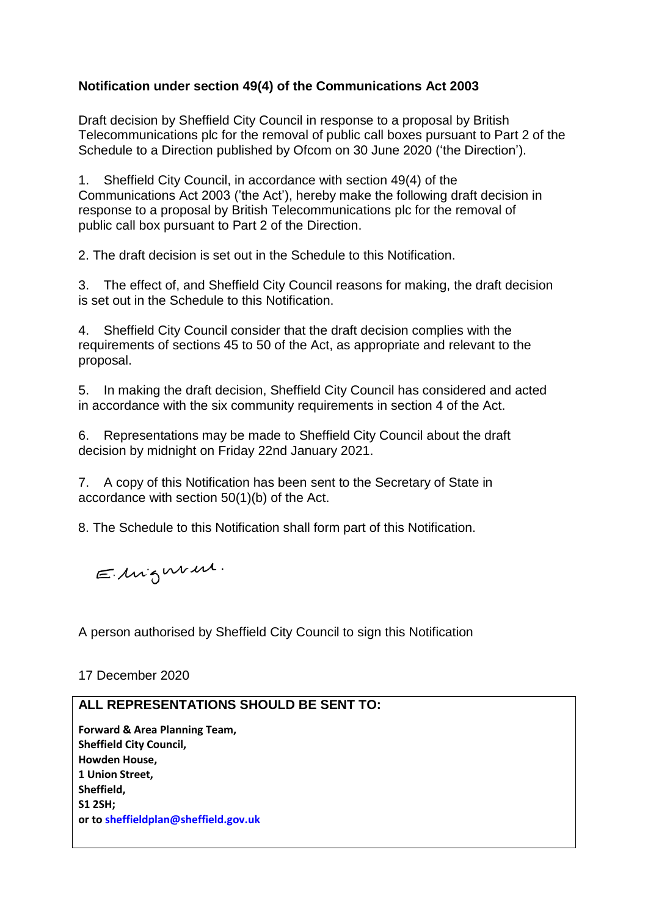**Notification under section 49(4) of the Communications Act 2003**

Draft decision by Sheffield City Council in response to a proposal by British Telecommunications plc for the removal of public call boxes pursuant to Part 2 of the Schedule to a Direction published by Ofcom on 30 June 2020 ('the Direction').

1. Sheffield City Council, in accordance with section 49(4) of the Communications Act 2003 ('the Act'), hereby make the following draft decision in response to a proposal by British Telecommunications plc for the removal of public call box pursuant to Part 2 of the Direction.

2. The draft decision is set out in the Schedule to this Notification.

3. The effect of, and Sheffield City Council reasons for making, the draft decision is set out in the Schedule to this Notification.

4. Sheffield City Council consider that the draft decision complies with the requirements of sections 45 to 50 of the Act, as appropriate and relevant to the proposal.

5. In making the draft decision, Sheffield City Council has considered and acted in accordance with the six community requirements in section 4 of the Act.

6. Representations may be made to Sheffield City Council about the draft decision by midnight on Friday 22nd January 2021.

7. A copy of this Notification has been sent to the Secretary of State in accordance with section 50(1)(b) of the Act.

8. The Schedule to this Notification shall form part of this Notification.

E. Miguruel.

A person authorised by Sheffield City Council to sign this Notification

17 December 2020

**ALL REPRESENTATIONS SHOULD BE SENT TO:**

**Forward & Area Planning Team,**
**Sheffield City Council,**
**Howden House,**
**1 Union Street,**
**Sheffield,**
**S1 2SH;**
**or to sheffieldplan@sheffield.gov.uk**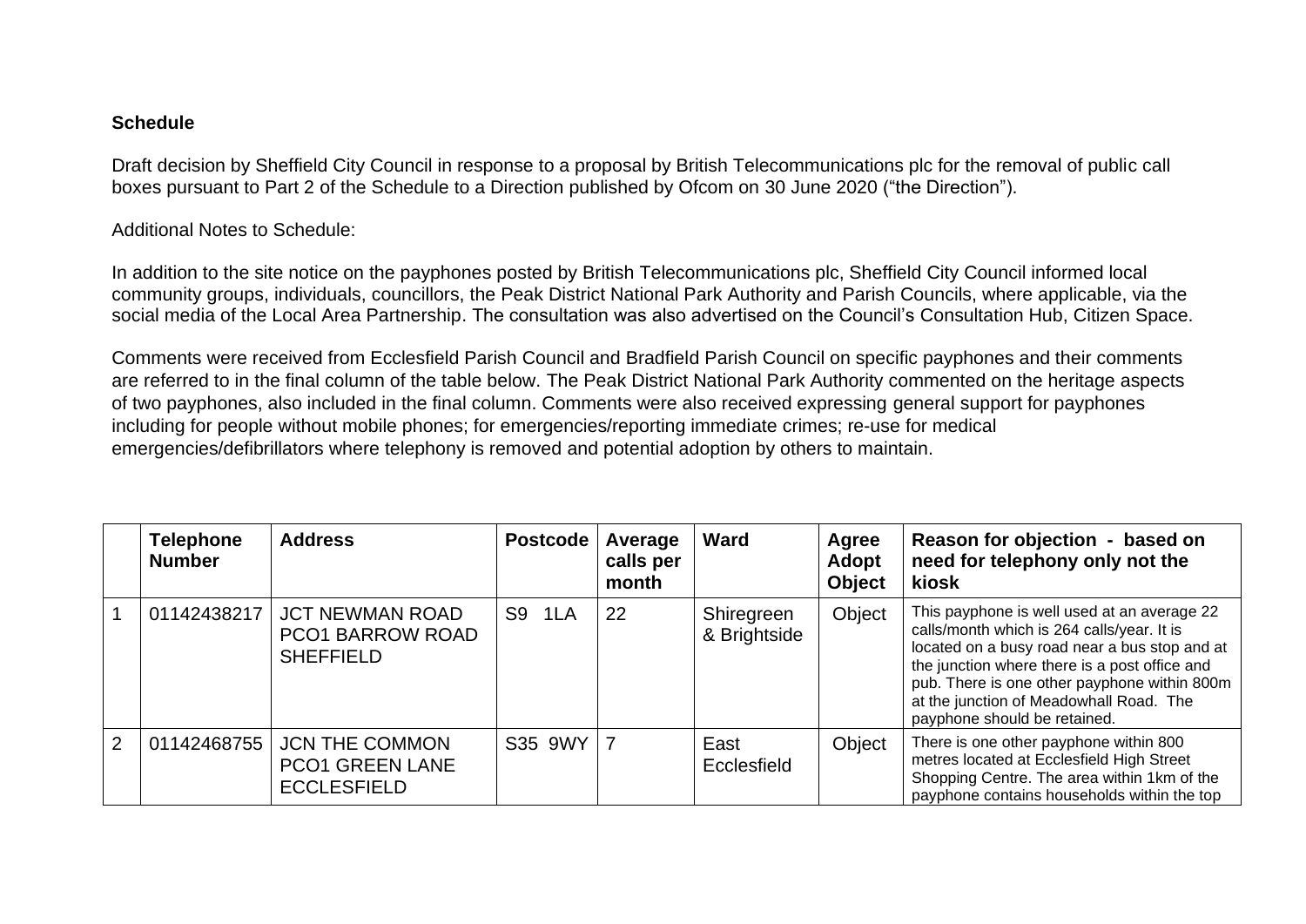**Schedule**

Draft decision by Sheffield City Council in response to a proposal by British Telecommunications plc for the removal of public call boxes pursuant to Part 2 of the Schedule to a Direction published by Ofcom on 30 June 2020 ("the Direction").

Additional Notes to Schedule:

In addition to the site notice on the payphones posted by British Telecommunications plc, Sheffield City Council informed local community groups, individuals, councillors, the Peak District National Park Authority and Parish Councils, where applicable, via the social media of the Local Area Partnership. The consultation was also advertised on the Council's Consultation Hub, Citizen Space.

Comments were received from Ecclesfield Parish Council and Bradfield Parish Council on specific payphones and their comments are referred to in the final column of the table below. The Peak District National Park Authority commented on the heritage aspects of two payphones, also included in the final column. Comments were also received expressing general support for payphones including for people without mobile phones; for emergencies/reporting immediate crimes; re-use for medical emergencies/defibrillators where telephony is removed and potential adoption by others to maintain.

| | **Telephone Number** | **Address** | **Postcode** | **Average calls per month** | **Ward** | **Agree Adopt Object** | **Reason for objection - based on need for telephony only not the kiosk** |
|---|---|---|---|---|---|---|---|
| 1 | 01142438217 | JCT NEWMAN ROAD PCO1 BARROW ROAD SHEFFIELD | S9 1LA | 22 | Shiregreen & Brightside | Object | This payphone is well used at an average 22 calls/month which is 264 calls/year. It is located on a busy road near a bus stop and at the junction where there is a post office and pub. There is one other payphone within 800m at the junction of Meadowhall Road. The payphone should be retained. |
| 2 | 01142468755 | JCN THE COMMON PCO1 GREEN LANE ECCLESFIELD | S35 9WY | 7 | East Ecclesfield | Object | There is one other payphone within 800 metres located at Ecclesfield High Street Shopping Centre. The area within 1km of the payphone contains households within the top |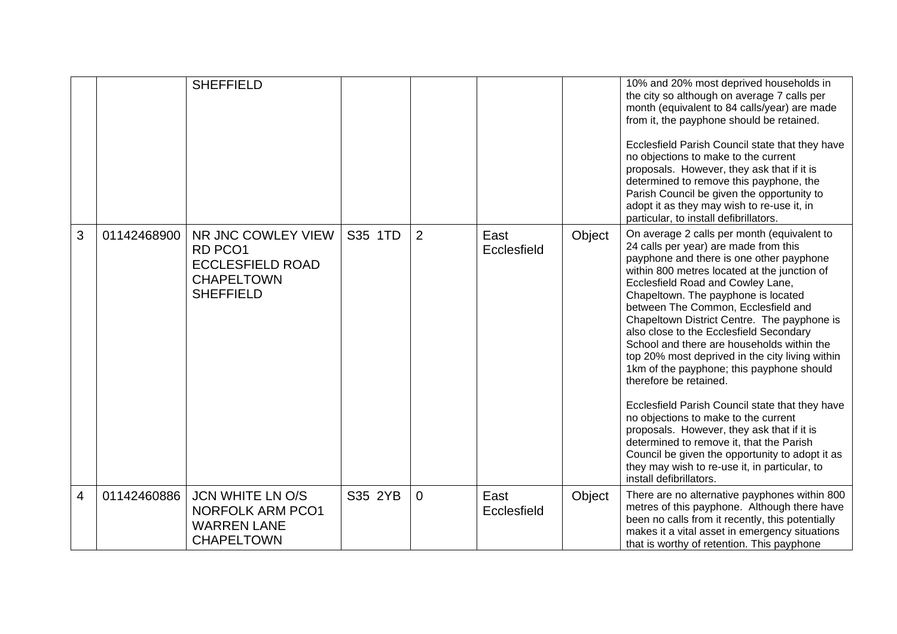| | | SHEFFIELD | | | | | 10% and 20% most deprived households in the city so although on average 7 calls per month (equivalent to 84 calls/year) are made from it, the payphone should be retained.<br><br>Ecclesfield Parish Council state that they have no objections to make to the current proposals. However, they ask that if it is determined to remove this payphone, the Parish Council be given the opportunity to adopt it as they may wish to re-use it, in particular, to install defibrillators. |
|---|---|---|---|---|---|---|---|
| 3 | 01142468900 | NR JNC COWLEY VIEW RD PCO1 ECCLESFIELD ROAD CHAPELTOWN SHEFFIELD | S35 1TD | 2 | East Ecclesfield | Object | On average 2 calls per month (equivalent to 24 calls per year) are made from this payphone and there is one other payphone within 800 metres located at the junction of Ecclesfield Road and Cowley Lane, Chapeltown. The payphone is located between The Common, Ecclesfield and Chapeltown District Centre. The payphone is also close to the Ecclesfield Secondary School and there are households within the top 20% most deprived in the city living within 1km of the payphone; this payphone should therefore be retained.<br><br>Ecclesfield Parish Council state that they have no objections to make to the current proposals. However, they ask that if it is determined to remove it, that the Parish Council be given the opportunity to adopt it as they may wish to re-use it, in particular, to install defibrillators. |
| 4 | 01142460886 | JCN WHITE LN O/S NORFOLK ARM PCO1 WARREN LANE CHAPELTOWN | S35 2YB | 0 | East Ecclesfield | Object | There are no alternative payphones within 800 metres of this payphone. Although there have been no calls from it recently, this potentially makes it a vital asset in emergency situations that is worthy of retention. This payphone |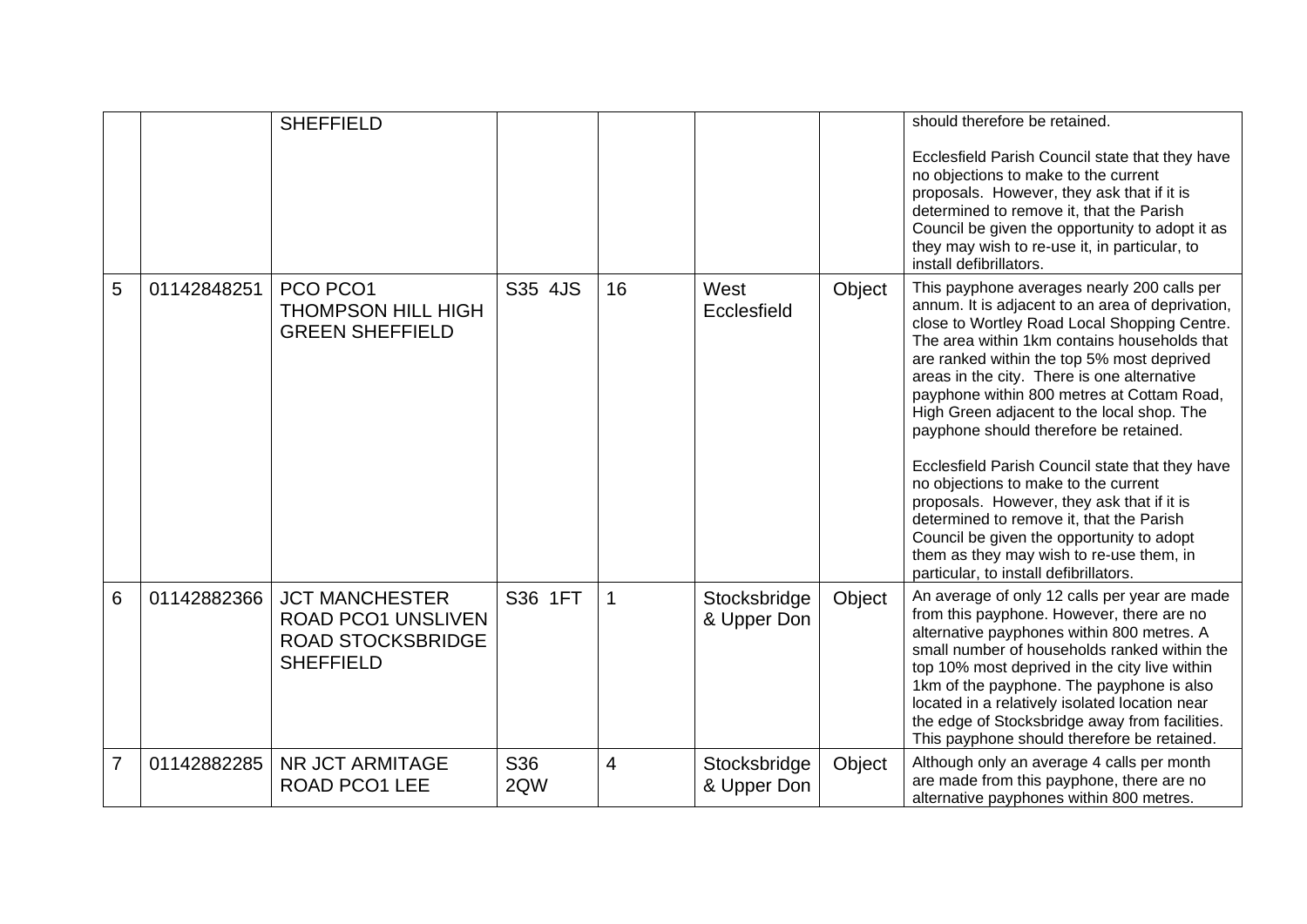| | | | | | | | |
|---|---|---|---|---|---|---|---|
| | | SHEFFIELD | | | | | should therefore be retained.<br><br>Ecclesfield Parish Council state that they have no objections to make to the current proposals. However, they ask that if it is determined to remove it, that the Parish Council be given the opportunity to adopt it as they may wish to re-use it, in particular, to install defibrillators. |
| 5 | 01142848251 | PCO PCO1 THOMPSON HILL HIGH GREEN SHEFFIELD | S35 4JS | 16 | West Ecclesfield | Object | This payphone averages nearly 200 calls per annum. It is adjacent to an area of deprivation, close to Wortley Road Local Shopping Centre. The area within 1km contains households that are ranked within the top 5% most deprived areas in the city. There is one alternative payphone within 800 metres at Cottam Road, High Green adjacent to the local shop. The payphone should therefore be retained.<br><br>Ecclesfield Parish Council state that they have no objections to make to the current proposals. However, they ask that if it is determined to remove it, that the Parish Council be given the opportunity to adopt them as they may wish to re-use them, in particular, to install defibrillators. |
| 6 | 01142882366 | JCT MANCHESTER ROAD PCO1 UNSLIVEN ROAD STOCKSBRIDGE SHEFFIELD | S36 1FT | 1 | Stocksbridge & Upper Don | Object | An average of only 12 calls per year are made from this payphone. However, there are no alternative payphones within 800 metres. A small number of households ranked within the top 10% most deprived in the city live within 1km of the payphone. The payphone is also located in a relatively isolated location near the edge of Stocksbridge away from facilities. This payphone should therefore be retained. |
| 7 | 01142882285 | NR JCT ARMITAGE ROAD PCO1 LEE | S36 2QW | 4 | Stocksbridge & Upper Don | Object | Although only an average 4 calls per month are made from this payphone, there are no alternative payphones within 800 metres. |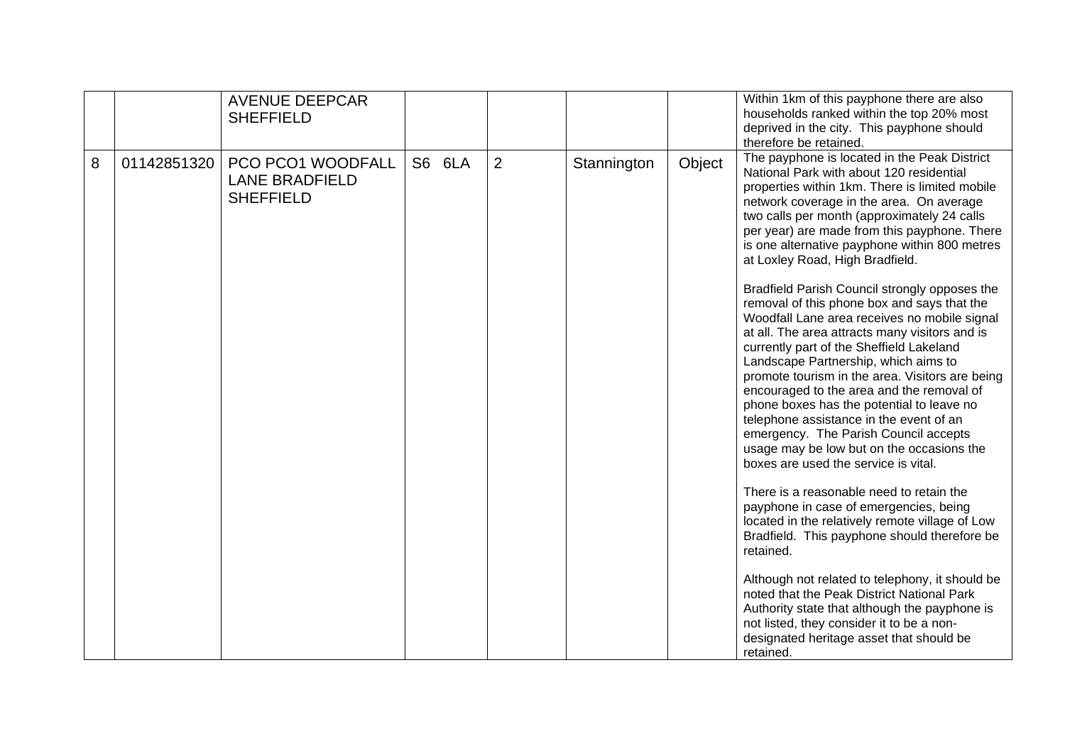|  |  |  |  |  |  |  |  |
|---|---|---|---|---|---|---|---|
|  |  | AVENUE DEEPCAR SHEFFIELD |  |  |  |  | Within 1km of this payphone there are also households ranked within the top 20% most deprived in the city. This payphone should therefore be retained. |
| 8 | 01142851320 | PCO PCO1 WOODFALL LANE BRADFIELD SHEFFIELD | S6 6LA | 2 | Stannington | Object | The payphone is located in the Peak District National Park with about 120 residential properties within 1km. There is limited mobile network coverage in the area. On average two calls per month (approximately 24 calls per year) are made from this payphone. There is one alternative payphone within 800 metres at Loxley Road, High Bradfield.<br><br>Bradfield Parish Council strongly opposes the removal of this phone box and says that the Woodfall Lane area receives no mobile signal at all. The area attracts many visitors and is currently part of the Sheffield Lakeland Landscape Partnership, which aims to promote tourism in the area. Visitors are being encouraged to the area and the removal of phone boxes has the potential to leave no telephone assistance in the event of an emergency. The Parish Council accepts usage may be low but on the occasions the boxes are used the service is vital.<br><br>There is a reasonable need to retain the payphone in case of emergencies, being located in the relatively remote village of Low Bradfield. This payphone should therefore be retained.<br><br>Although not related to telephony, it should be noted that the Peak District National Park Authority state that although the payphone is not listed, they consider it to be a non-designated heritage asset that should be retained. |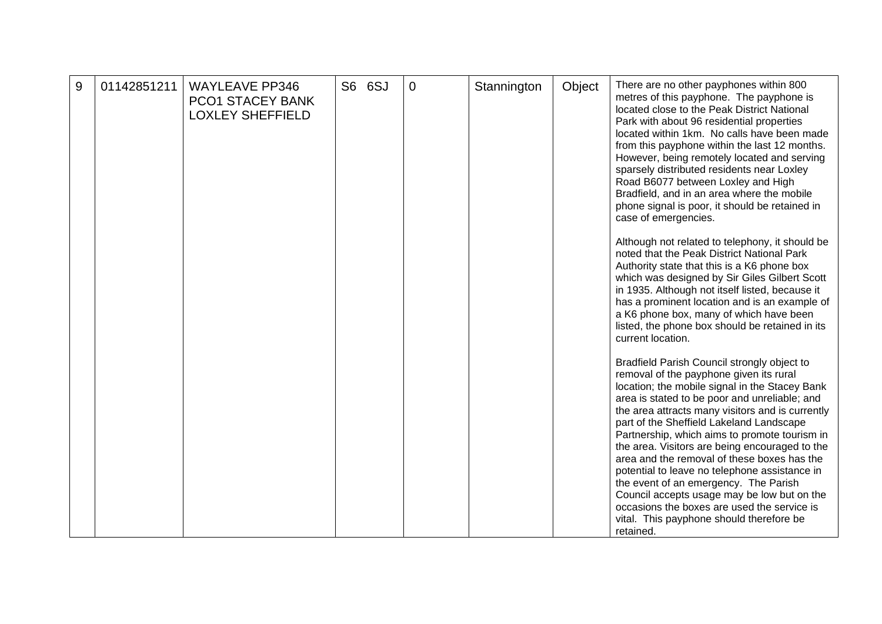| 9 | 01142851211 | WAYLEAVE PP346 PCO1 STACEY BANK LOXLEY SHEFFIELD | S6 6SJ | 0 | Stannington | Object | There are no other payphones within 800 metres of this payphone. The payphone is located close to the Peak District National Park with about 96 residential properties located within 1km. No calls have been made from this payphone within the last 12 months. However, being remotely located and serving sparsely distributed residents near Loxley Road B6077 between Loxley and High Bradfield, and in an area where the mobile phone signal is poor, it should be retained in case of emergencies.<br><br>Although not related to telephony, it should be noted that the Peak District National Park Authority state that this is a K6 phone box which was designed by Sir Giles Gilbert Scott in 1935. Although not itself listed, because it has a prominent location and is an example of a K6 phone box, many of which have been listed, the phone box should be retained in its current location.<br><br>Bradfield Parish Council strongly object to removal of the payphone given its rural location; the mobile signal in the Stacey Bank area is stated to be poor and unreliable; and the area attracts many visitors and is currently part of the Sheffield Lakeland Landscape Partnership, which aims to promote tourism in the area. Visitors are being encouraged to the area and the removal of these boxes has the potential to leave no telephone assistance in the event of an emergency. The Parish Council accepts usage may be low but on the occasions the boxes are used the service is vital. This payphone should therefore be retained. |
|---|---|---|---|---|---|---|---|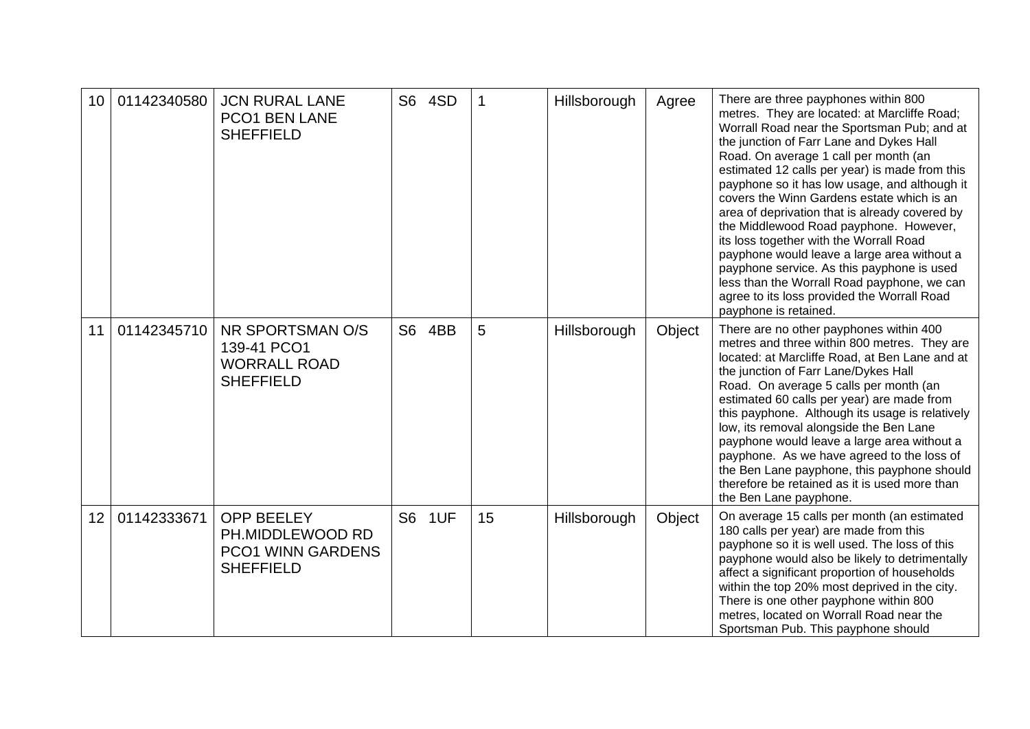| 10 | 01142340580 | JCN RURAL LANE PCO1 BEN LANE SHEFFIELD | S6 4SD | 1 | Hillsborough | Agree | There are three payphones within 800 metres. They are located: at Marcliffe Road; Worrall Road near the Sportsman Pub; and at the junction of Farr Lane and Dykes Hall Road. On average 1 call per month (an estimated 12 calls per year) is made from this payphone so it has low usage, and although it covers the Winn Gardens estate which is an area of deprivation that is already covered by the Middlewood Road payphone. However, its loss together with the Worrall Road payphone would leave a large area without a payphone service. As this payphone is used less than the Worrall Road payphone, we can agree to its loss provided the Worrall Road payphone is retained. |
|---|---|---|---|---|---|---|---|
| 11 | 01142345710 | NR SPORTSMAN O/S 139-41 PCO1 WORRALL ROAD SHEFFIELD | S6 4BB | 5 | Hillsborough | Object | There are no other payphones within 400 metres and three within 800 metres. They are located: at Marcliffe Road, at Ben Lane and at the junction of Farr Lane/Dykes Hall Road. On average 5 calls per month (an estimated 60 calls per year) are made from this payphone. Although its usage is relatively low, its removal alongside the Ben Lane payphone would leave a large area without a payphone. As we have agreed to the loss of the Ben Lane payphone, this payphone should therefore be retained as it is used more than the Ben Lane payphone. |
| 12 | 01142333671 | OPP BEELEY PH.MIDDLEWOOD RD PCO1 WINN GARDENS SHEFFIELD | S6 1UF | 15 | Hillsborough | Object | On average 15 calls per month (an estimated 180 calls per year) are made from this payphone so it is well used. The loss of this payphone would also be likely to detrimentally affect a significant proportion of households within the top 20% most deprived in the city. There is one other payphone within 800 metres, located on Worrall Road near the Sportsman Pub. This payphone should |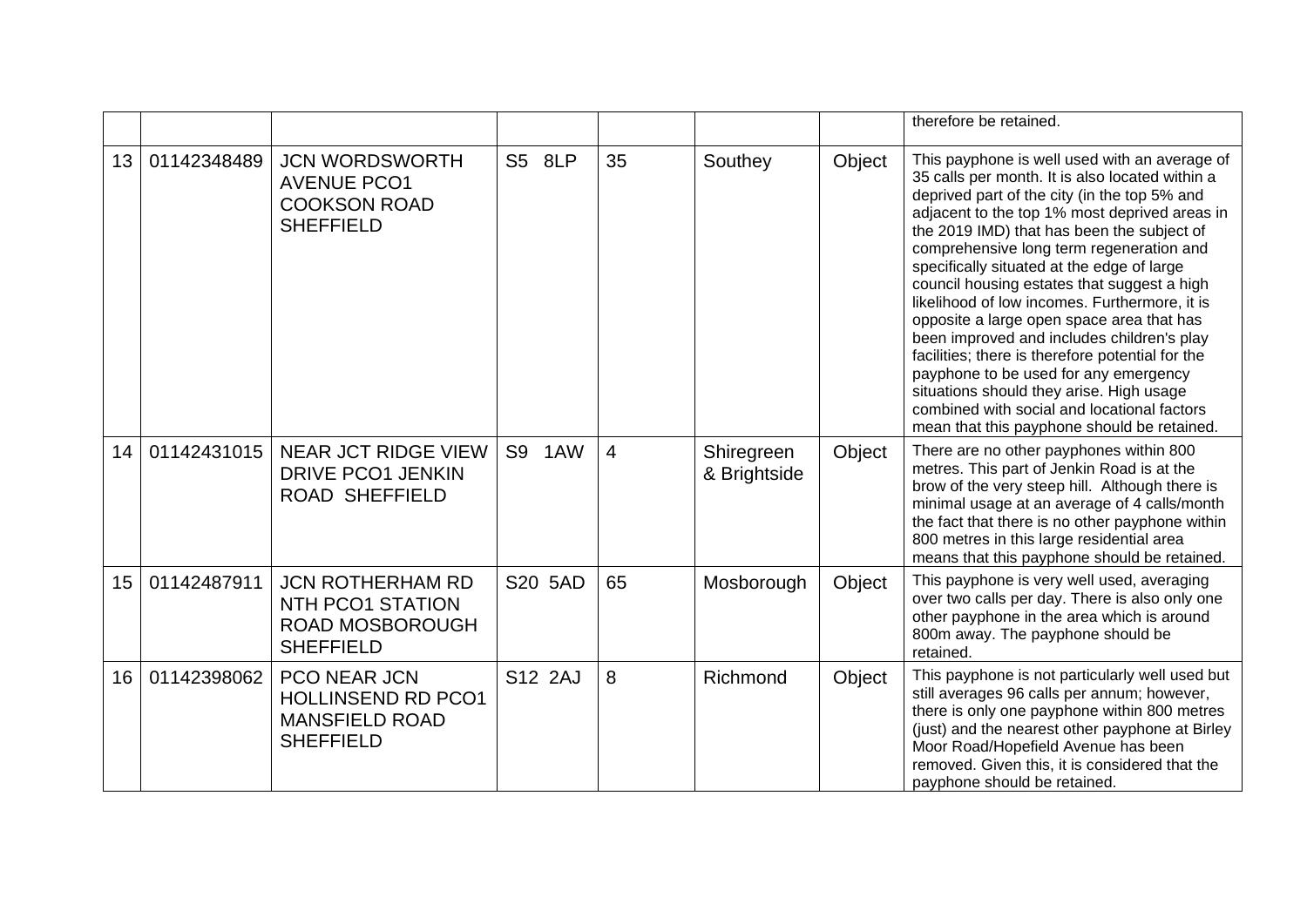| | | | | | | | |
|---|---|---|---|---|---|---|---|
| | | | | | | | therefore be retained. |
| 13 | 01142348489 | JCN WORDSWORTH AVENUE PCO1 COOKSON ROAD SHEFFIELD | S5 8LP | 35 | Southey | Object | This payphone is well used with an average of 35 calls per month. It is also located within a deprived part of the city (in the top 5% and adjacent to the top 1% most deprived areas in the 2019 IMD) that has been the subject of comprehensive long term regeneration and specifically situated at the edge of large council housing estates that suggest a high likelihood of low incomes. Furthermore, it is opposite a large open space area that has been improved and includes children's play facilities; there is therefore potential for the payphone to be used for any emergency situations should they arise. High usage combined with social and locational factors mean that this payphone should be retained. |
| 14 | 01142431015 | NEAR JCT RIDGE VIEW DRIVE PCO1 JENKIN ROAD SHEFFIELD | S9 1AW | 4 | Shiregreen & Brightside | Object | There are no other payphones within 800 metres. This part of Jenkin Road is at the brow of the very steep hill. Although there is minimal usage at an average of 4 calls/month the fact that there is no other payphone within 800 metres in this large residential area means that this payphone should be retained. |
| 15 | 01142487911 | JCN ROTHERHAM RD NTH PCO1 STATION ROAD MOSBOROUGH SHEFFIELD | S20 5AD | 65 | Mosborough | Object | This payphone is very well used, averaging over two calls per day. There is also only one other payphone in the area which is around 800m away. The payphone should be retained. |
| 16 | 01142398062 | PCO NEAR JCN HOLLINSEND RD PCO1 MANSFIELD ROAD SHEFFIELD | S12 2AJ | 8 | Richmond | Object | This payphone is not particularly well used but still averages 96 calls per annum; however, there is only one payphone within 800 metres (just) and the nearest other payphone at Birley Moor Road/Hopefield Avenue has been removed. Given this, it is considered that the payphone should be retained. |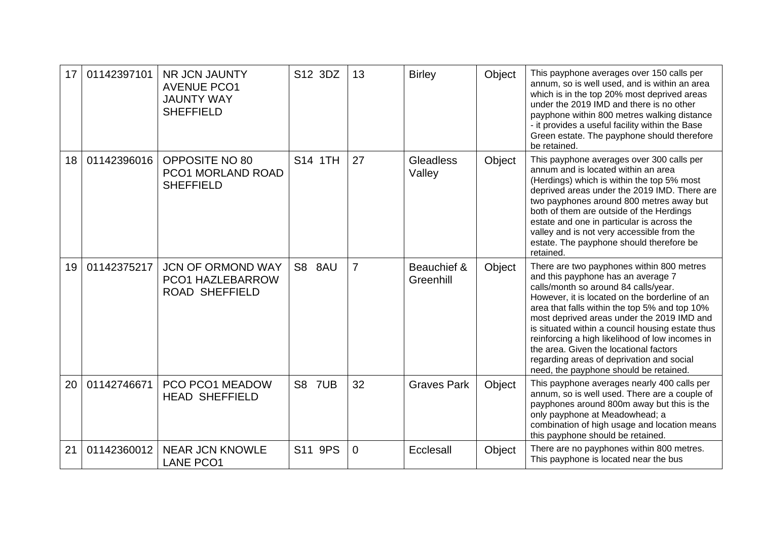| 17 | 01142397101 | NR JCN JAUNTY AVENUE PCO1 JAUNTY WAY SHEFFIELD | S12 3DZ | 13 | Birley | Object | This payphone averages over 150 calls per annum, so is well used, and is within an area which is in the top 20% most deprived areas under the 2019 IMD and there is no other payphone within 800 metres walking distance - it provides a useful facility within the Base Green estate. The payphone should therefore be retained. |
|---|---|---|---|---|---|---|---|
| 18 | 01142396016 | OPPOSITE NO 80 PCO1 MORLAND ROAD SHEFFIELD | S14 1TH | 27 | Gleadless Valley | Object | This payphone averages over 300 calls per annum and is located within an area (Herdings) which is within the top 5% most deprived areas under the 2019 IMD. There are two payphones around 800 metres away but both of them are outside of the Herdings estate and one in particular is across the valley and is not very accessible from the estate. The payphone should therefore be retained. |
| 19 | 01142375217 | JCN OF ORMOND WAY PCO1 HAZLEBARROW ROAD SHEFFIELD | S8 8AU | 7 | Beauchief & Greenhill | Object | There are two payphones within 800 metres and this payphone has an average 7 calls/month so around 84 calls/year. However, it is located on the borderline of an area that falls within the top 5% and top 10% most deprived areas under the 2019 IMD and is situated within a council housing estate thus reinforcing a high likelihood of low incomes in the area. Given the locational factors regarding areas of deprivation and social need, the payphone should be retained. |
| 20 | 01142746671 | PCO PCO1 MEADOW HEAD SHEFFIELD | S8 7UB | 32 | Graves Park | Object | This payphone averages nearly 400 calls per annum, so is well used. There are a couple of payphones around 800m away but this is the only payphone at Meadowhead; a combination of high usage and location means this payphone should be retained. |
| 21 | 01142360012 | NEAR JCN KNOWLE LANE PCO1 | S11 9PS | 0 | Ecclesall | Object | There are no payphones within 800 metres. This payphone is located near the bus |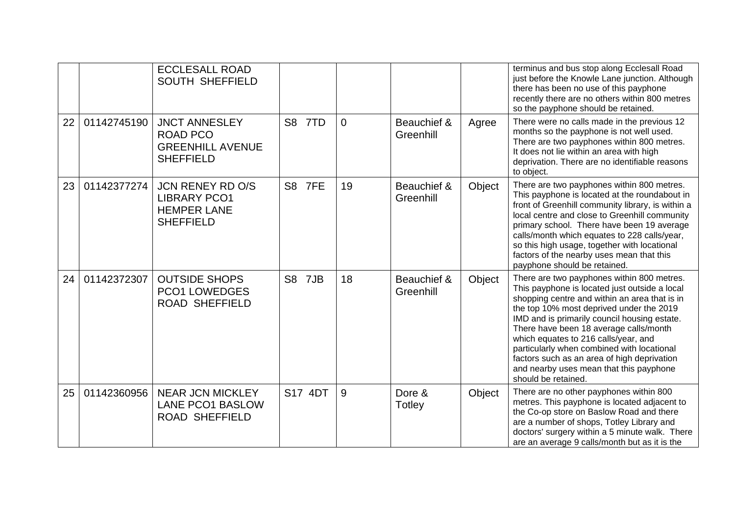| | | | | | | | |
|---|---|---|---|---|---|---|---|
| | | ECCLESALL ROAD SOUTH SHEFFIELD | | | | | terminus and bus stop along Ecclesall Road just before the Knowle Lane junction. Although there has been no use of this payphone recently there are no others within 800 metres so the payphone should be retained. |
| 22 | 01142745190 | JNCT ANNESLEY ROAD PCO GREENHILL AVENUE SHEFFIELD | S8 7TD | 0 | Beauchief & Greenhill | Agree | There were no calls made in the previous 12 months so the payphone is not well used. There are two payphones within 800 metres. It does not lie within an area with high deprivation. There are no identifiable reasons to object. |
| 23 | 01142377274 | JCN RENEY RD O/S LIBRARY PCO1 HEMPER LANE SHEFFIELD | S8 7FE | 19 | Beauchief & Greenhill | Object | There are two payphones within 800 metres. This payphone is located at the roundabout in front of Greenhill community library, is within a local centre and close to Greenhill community primary school. There have been 19 average calls/month which equates to 228 calls/year, so this high usage, together with locational factors of the nearby uses mean that this payphone should be retained. |
| 24 | 01142372307 | OUTSIDE SHOPS PCO1 LOWEDGES ROAD SHEFFIELD | S8 7JB | 18 | Beauchief & Greenhill | Object | There are two payphones within 800 metres. This payphone is located just outside a local shopping centre and within an area that is in the top 10% most deprived under the 2019 IMD and is primarily council housing estate. There have been 18 average calls/month which equates to 216 calls/year, and particularly when combined with locational factors such as an area of high deprivation and nearby uses mean that this payphone should be retained. |
| 25 | 01142360956 | NEAR JCN MICKLEY LANE PCO1 BASLOW ROAD SHEFFIELD | S17 4DT | 9 | Dore & Totley | Object | There are no other payphones within 800 metres. This payphone is located adjacent to the Co-op store on Baslow Road and there are a number of shops, Totley Library and doctors' surgery within a 5 minute walk. There are an average 9 calls/month but as it is the |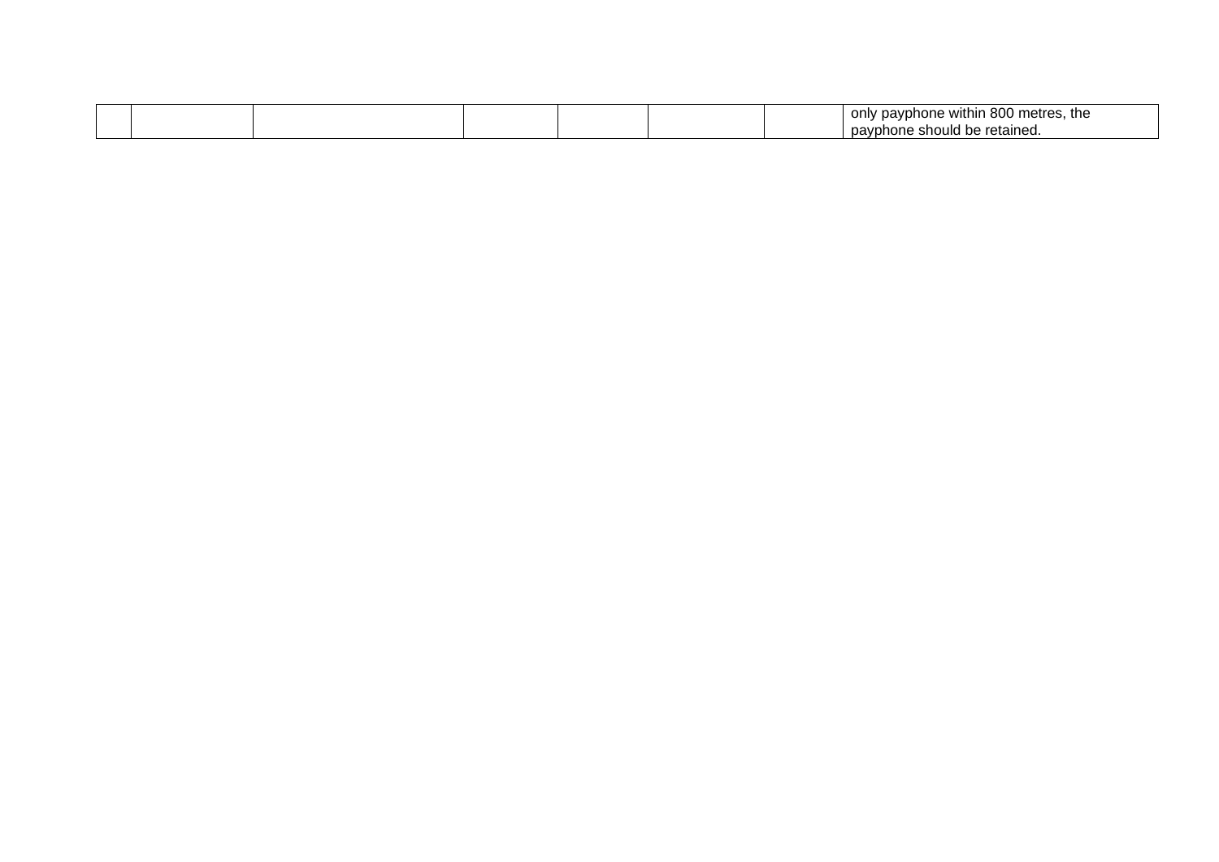| | | | | | | | |
|---|---|---|---|---|---|---|---|
| | | | | | | | only payphone within 800 metres, the payphone should be retained. |